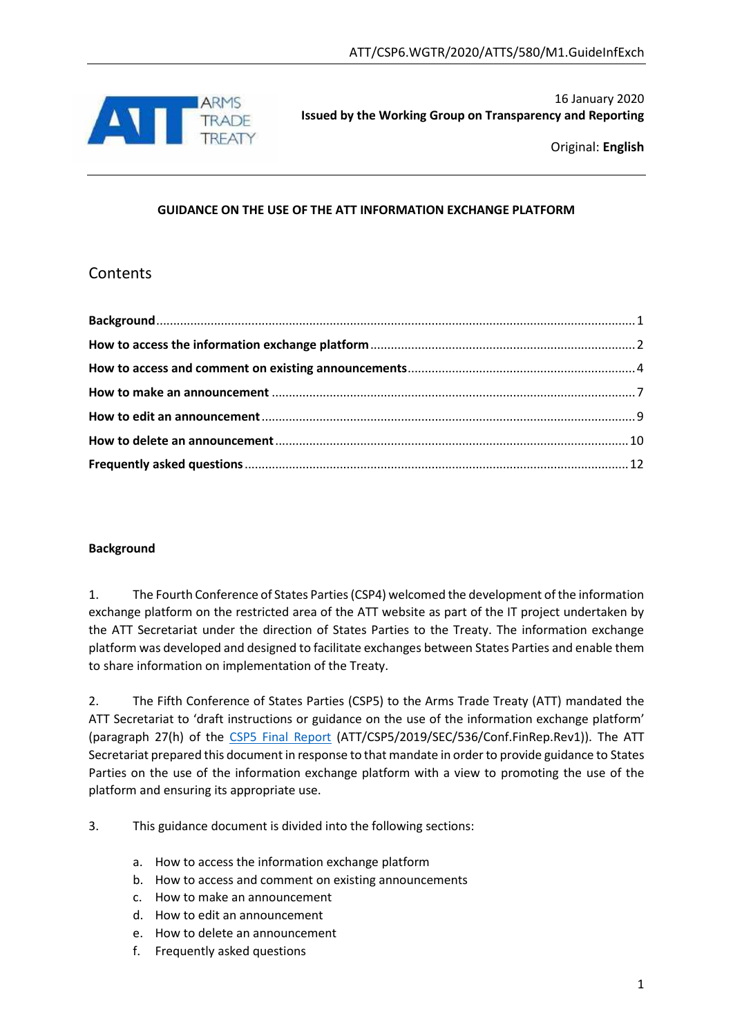16 January 2020

**Issued by the Working Group on Transparency and Reporting**

Original: **English**

**GUIDANCE ON THE USE OF THE ATT INFORMATION EXCHANGE PLATFORM**

## Contents

**Background**........ 1
**How to access the information exchange platform**........ 2
**How to access and comment on existing announcements**........ 4
**How to make an announcement**........ 7
**How to edit an announcement**........ 9
**How to delete an announcement**........ 10
**Frequently asked questions**........ 12

### Background

1. The Fourth Conference of States Parties (CSP4) welcomed the development of the information exchange platform on the restricted area of the ATT website as part of the IT project undertaken by the ATT Secretariat under the direction of States Parties to the Treaty. The information exchange platform was developed and designed to facilitate exchanges between States Parties and enable them to share information on implementation of the Treaty.

2. The Fifth Conference of States Parties (CSP5) to the Arms Trade Treaty (ATT) mandated the ATT Secretariat to 'draft instructions or guidance on the use of the information exchange platform' (paragraph 27(h) of the CSP5 Final Report (ATT/CSP5/2019/SEC/536/Conf.FinRep.Rev1)). The ATT Secretariat prepared this document in response to that mandate in order to provide guidance to States Parties on the use of the information exchange platform with a view to promoting the use of the platform and ensuring its appropriate use.

3. This guidance document is divided into the following sections:

   a. How to access the information exchange platform
   b. How to access and comment on existing announcements
   c. How to make an announcement
   d. How to edit an announcement
   e. How to delete an announcement
   f. Frequently asked questions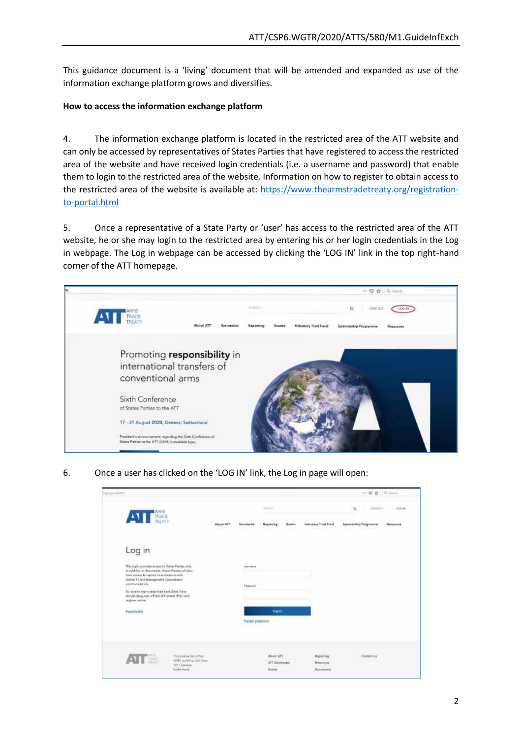This guidance document is a 'living' document that will be amended and expanded as use of the information exchange platform grows and diversifies.

**How to access the information exchange platform**

4. The information exchange platform is located in the restricted area of the ATT website and can only be accessed by representatives of States Parties that have registered to access the restricted area of the website and have received login credentials (i.e. a username and password) that enable them to login to the restricted area of the website. Information on how to register to obtain access to the restricted area of the website is available at: https://www.thearmstradetreaty.org/registration-to-portal.html

5. Once a representative of a State Party or 'user' has access to the restricted area of the ATT website, he or she may login to the restricted area by entering his or her login credentials in the Log in webpage. The Log in webpage can be accessed by clicking the 'LOG IN' link in the top right-hand corner of the ATT homepage.

6. Once a user has clicked on the 'LOG IN' link, the Log in page will open: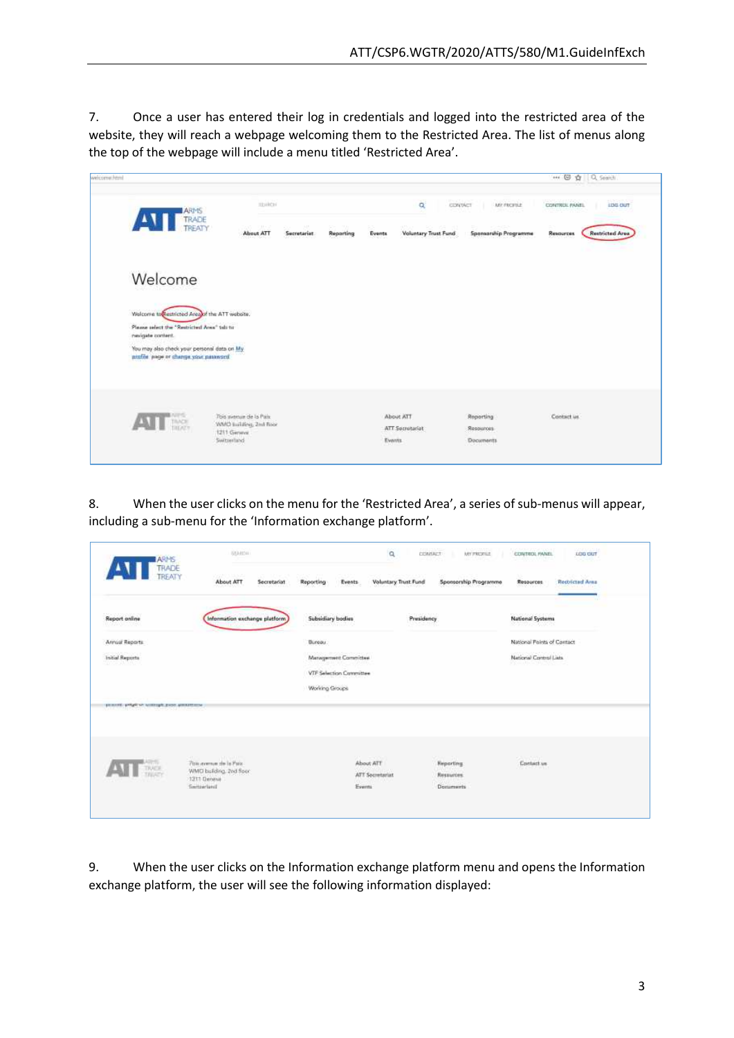7. Once a user has entered their log in credentials and logged into the restricted area of the website, they will reach a webpage welcoming them to the Restricted Area. The list of menus along the top of the webpage will include a menu titled 'Restricted Area'.

8. When the user clicks on the menu for the 'Restricted Area', a series of sub-menus will appear, including a sub-menu for the 'Information exchange platform'.

9. When the user clicks on the Information exchange platform menu and opens the Information exchange platform, the user will see the following information displayed: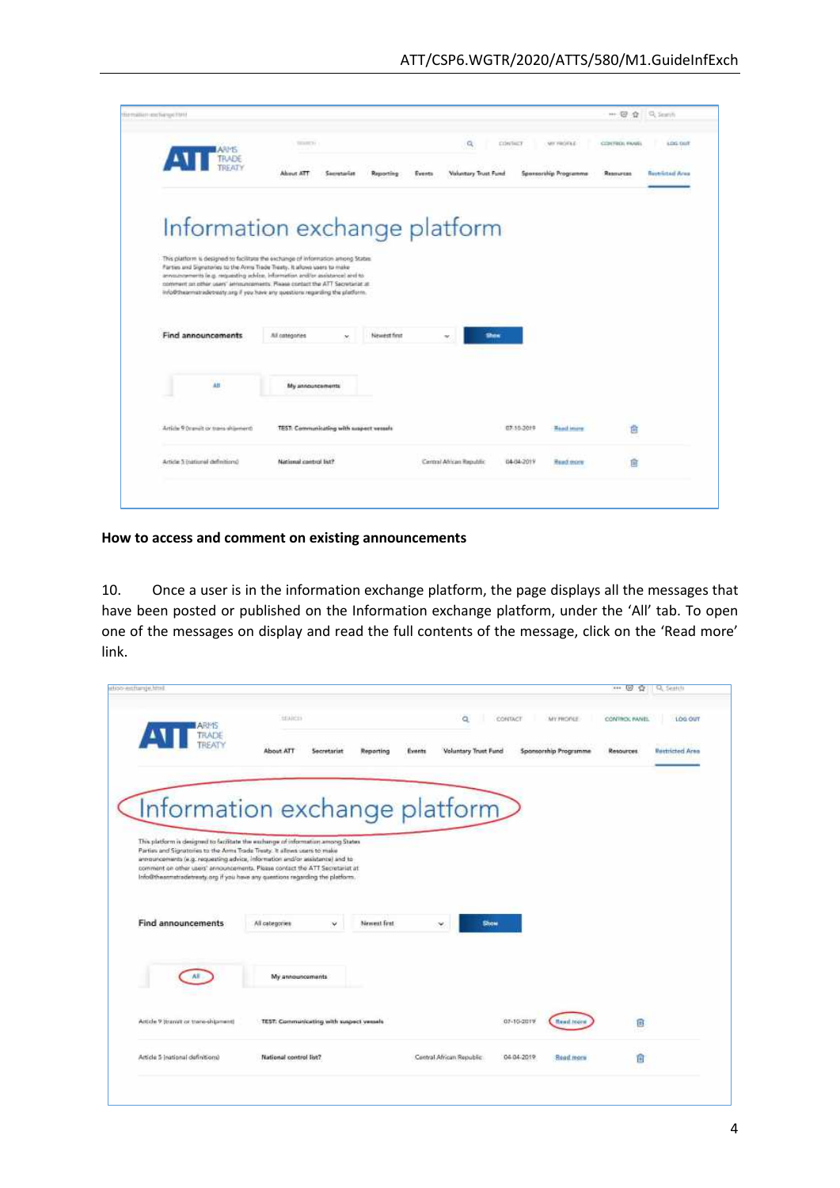## How to access and comment on existing announcements

10. Once a user is in the information exchange platform, the page displays all the messages that have been posted or published on the Information exchange platform, under the ‘All’ tab. To open one of the messages on display and read the full contents of the message, click on the ‘Read more’ link.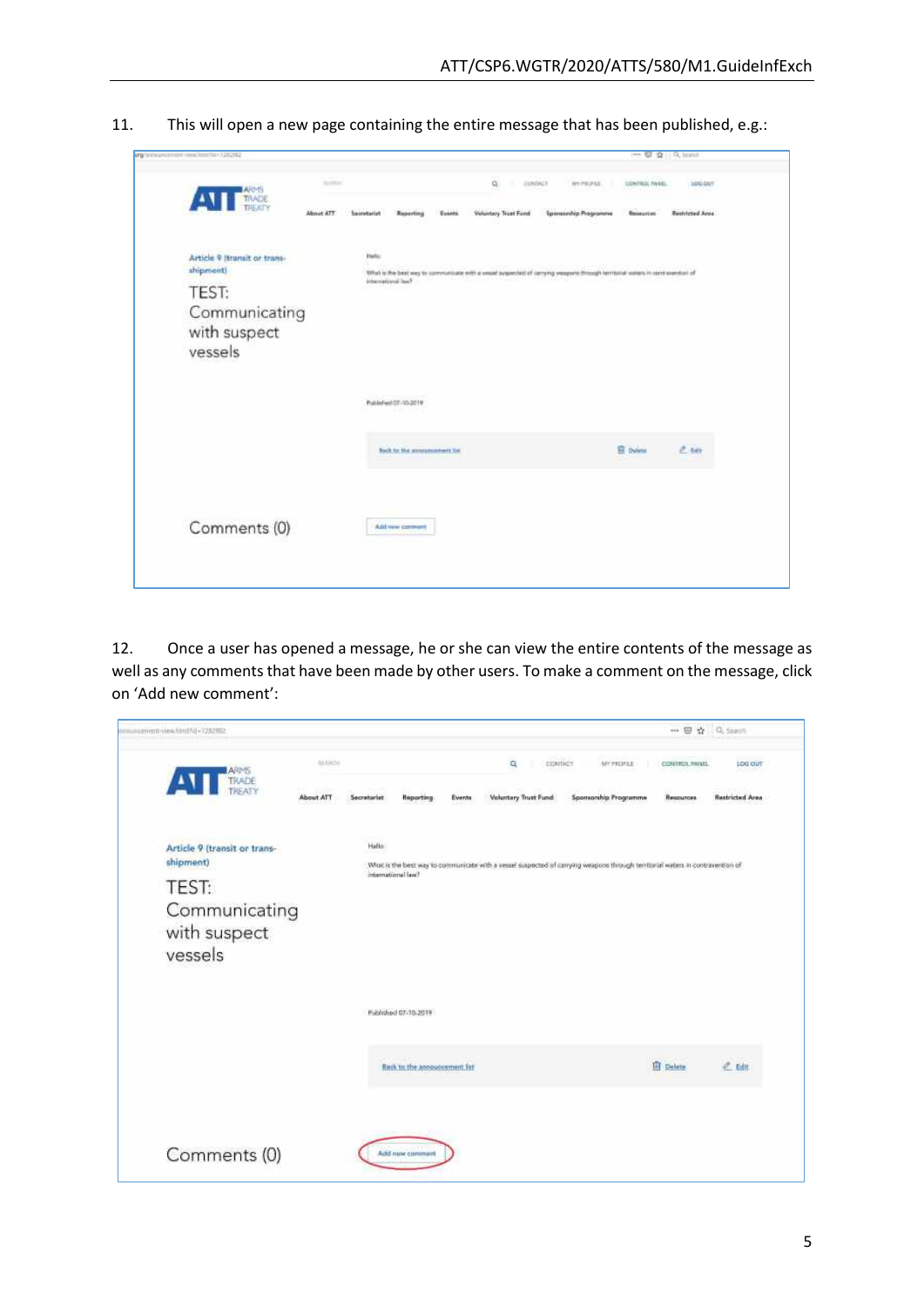11. This will open a new page containing the entire message that has been published, e.g.:

12. Once a user has opened a message, he or she can view the entire contents of the message as well as any comments that have been made by other users. To make a comment on the message, click on 'Add new comment':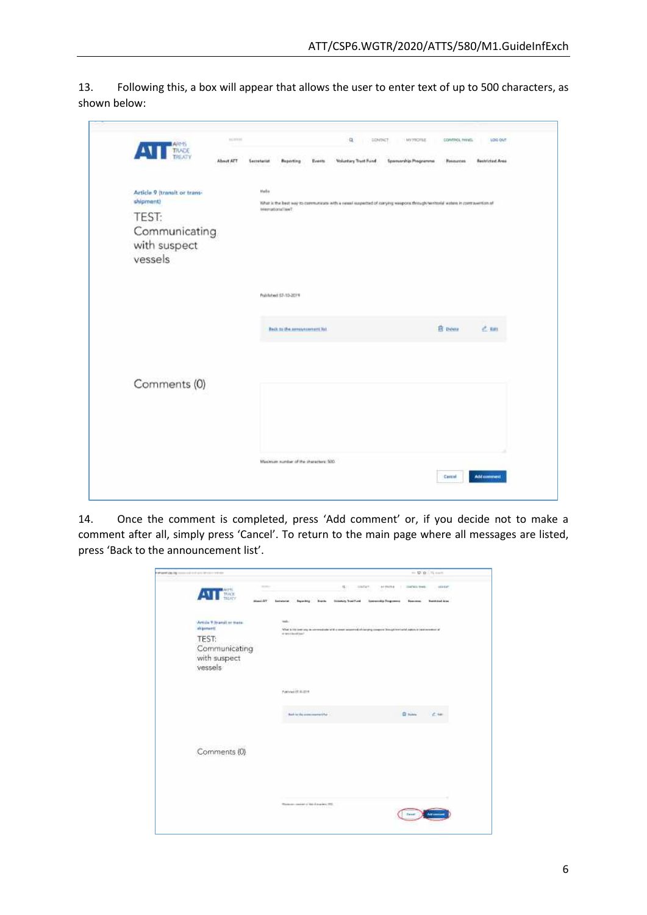13. Following this, a box will appear that allows the user to enter text of up to 500 characters, as shown below:

14. Once the comment is completed, press ‘Add comment’ or, if you decide not to make a comment after all, simply press ‘Cancel’. To return to the main page where all messages are listed, press ‘Back to the announcement list’.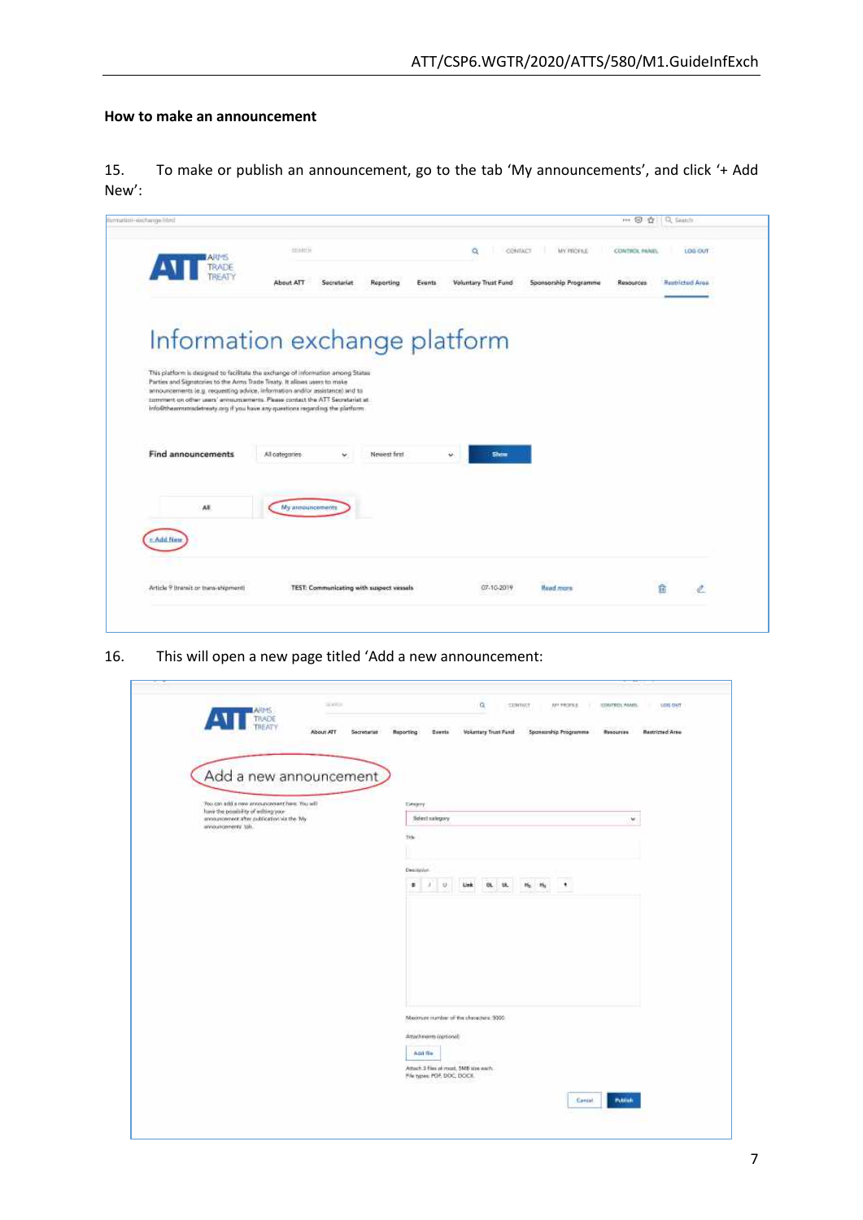**How to make an announcement**

15. To make or publish an announcement, go to the tab ‘My announcements’, and click ‘+ Add New’:

16. This will open a new page titled ‘Add a new announcement: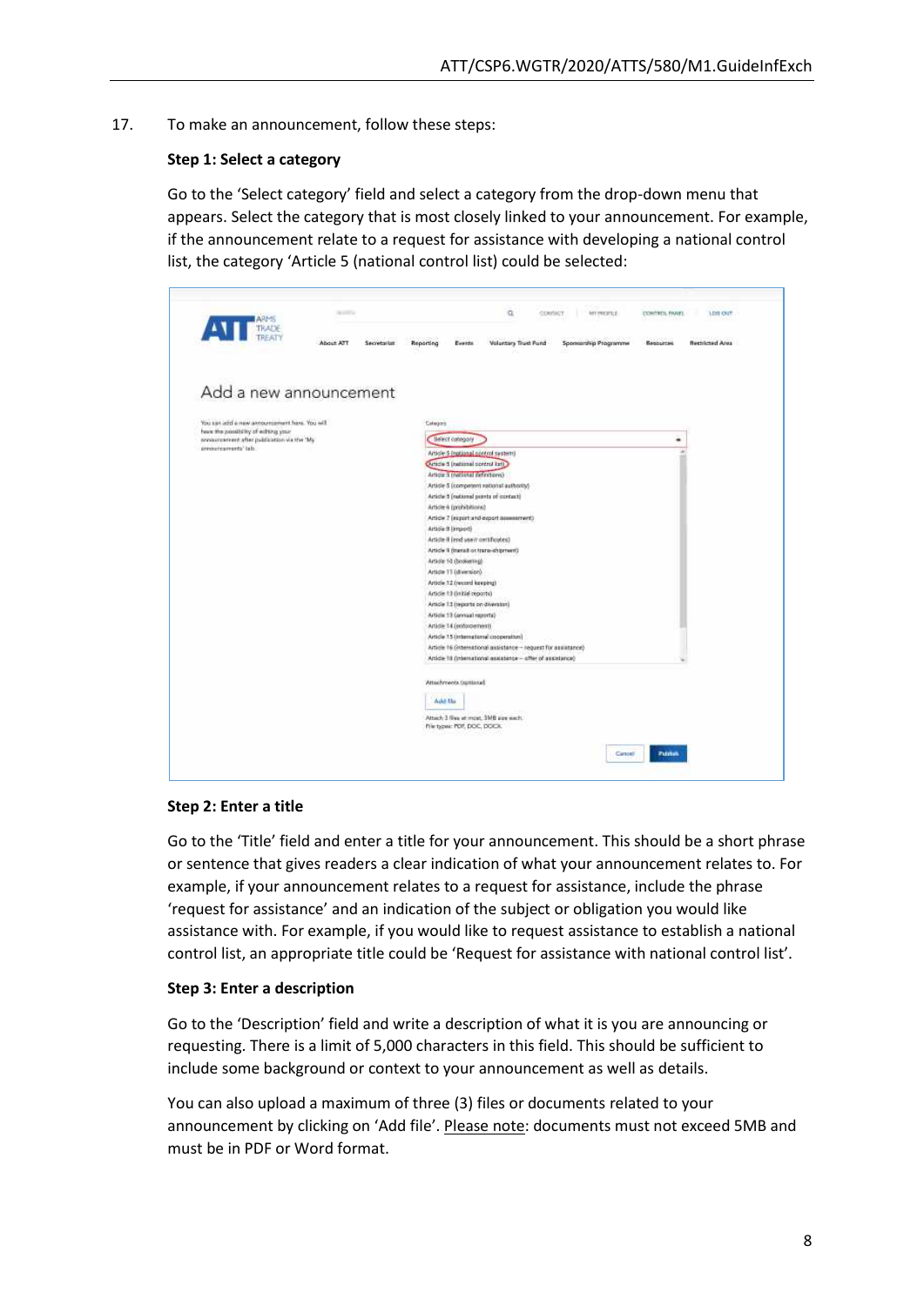17. To make an announcement, follow these steps:

**Step 1: Select a category**

Go to the 'Select category' field and select a category from the drop-down menu that appears. Select the category that is most closely linked to your announcement. For example, if the announcement relate to a request for assistance with developing a national control list, the category 'Article 5 (national control list) could be selected:

**Step 2: Enter a title**

Go to the 'Title' field and enter a title for your announcement. This should be a short phrase or sentence that gives readers a clear indication of what your announcement relates to. For example, if your announcement relates to a request for assistance, include the phrase 'request for assistance' and an indication of the subject or obligation you would like assistance with. For example, if you would like to request assistance to establish a national control list, an appropriate title could be 'Request for assistance with national control list'.

**Step 3: Enter a description**

Go to the 'Description' field and write a description of what it is you are announcing or requesting. There is a limit of 5,000 characters in this field. This should be sufficient to include some background or context to your announcement as well as details.

You can also upload a maximum of three (3) files or documents related to your announcement by clicking on 'Add file'. Please note: documents must not exceed 5MB and must be in PDF or Word format.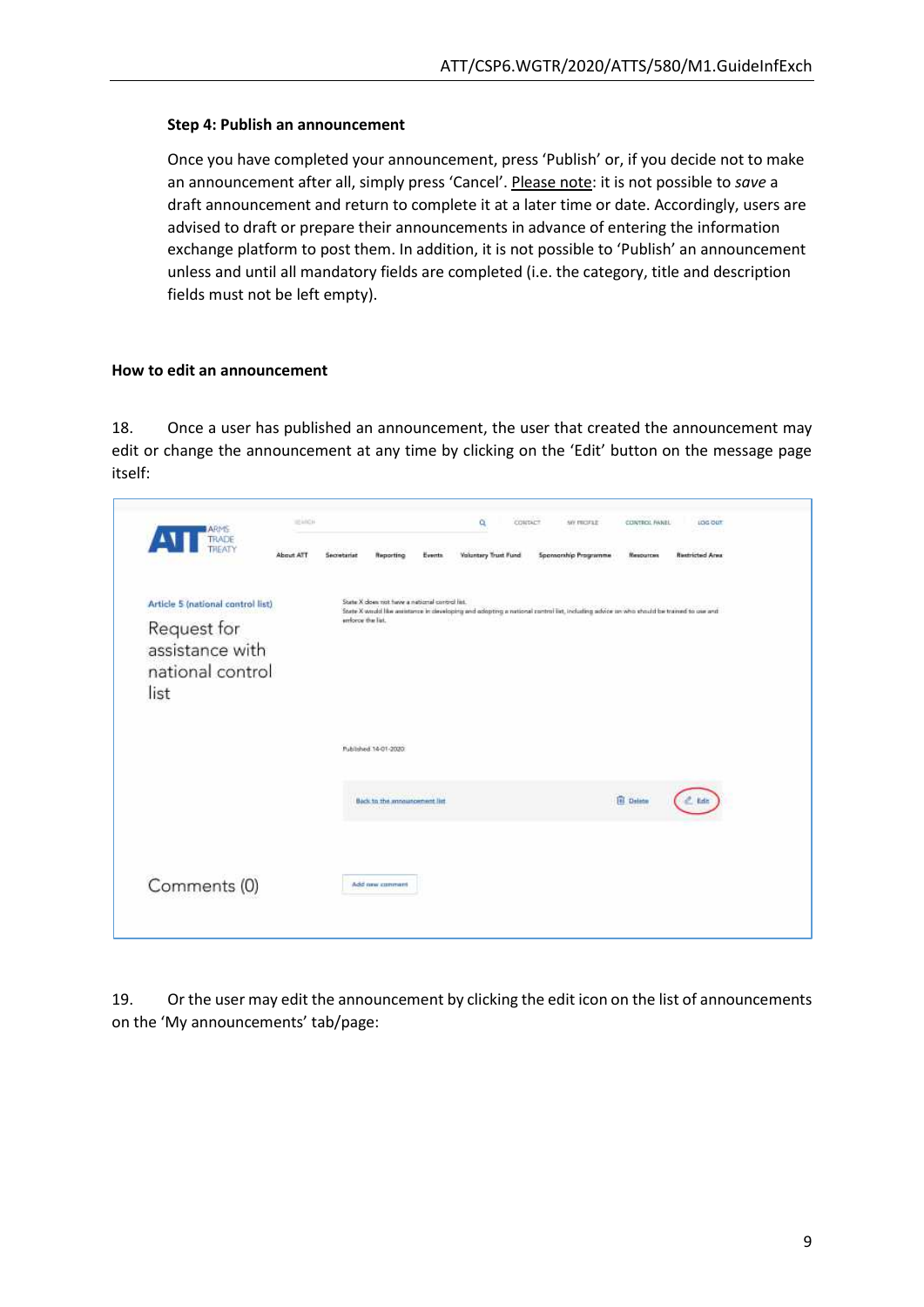**Step 4: Publish an announcement**

Once you have completed your announcement, press 'Publish' or, if you decide not to make an announcement after all, simply press 'Cancel'. Please note: it is not possible to *save* a draft announcement and return to complete it at a later time or date. Accordingly, users are advised to draft or prepare their announcements in advance of entering the information exchange platform to post them. In addition, it is not possible to 'Publish' an announcement unless and until all mandatory fields are completed (i.e. the category, title and description fields must not be left empty).

**How to edit an announcement**

18. Once a user has published an announcement, the user that created the announcement may edit or change the announcement at any time by clicking on the 'Edit' button on the message page itself:

19. Or the user may edit the announcement by clicking the edit icon on the list of announcements on the 'My announcements' tab/page: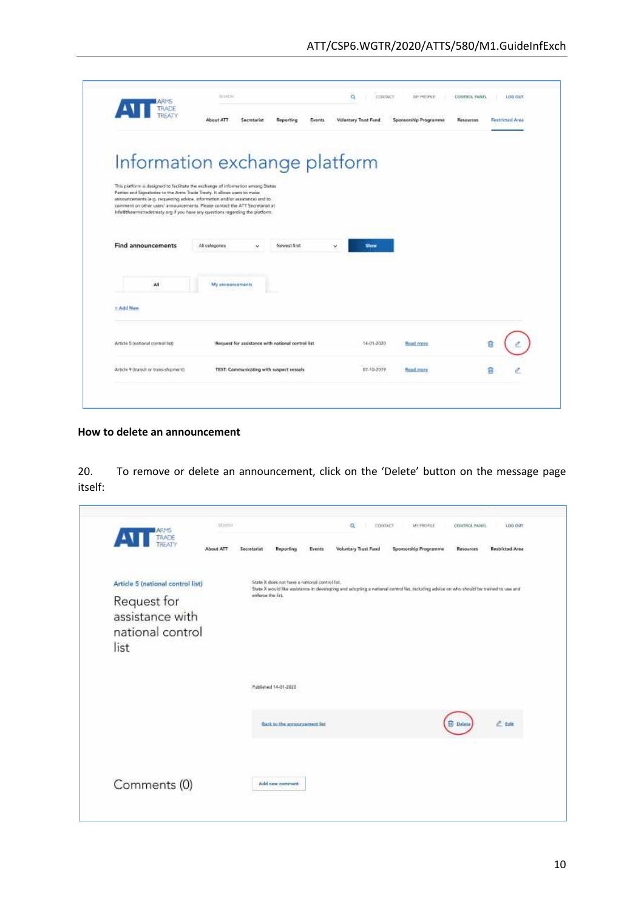## How to delete an announcement

20. To remove or delete an announcement, click on the 'Delete' button on the message page itself: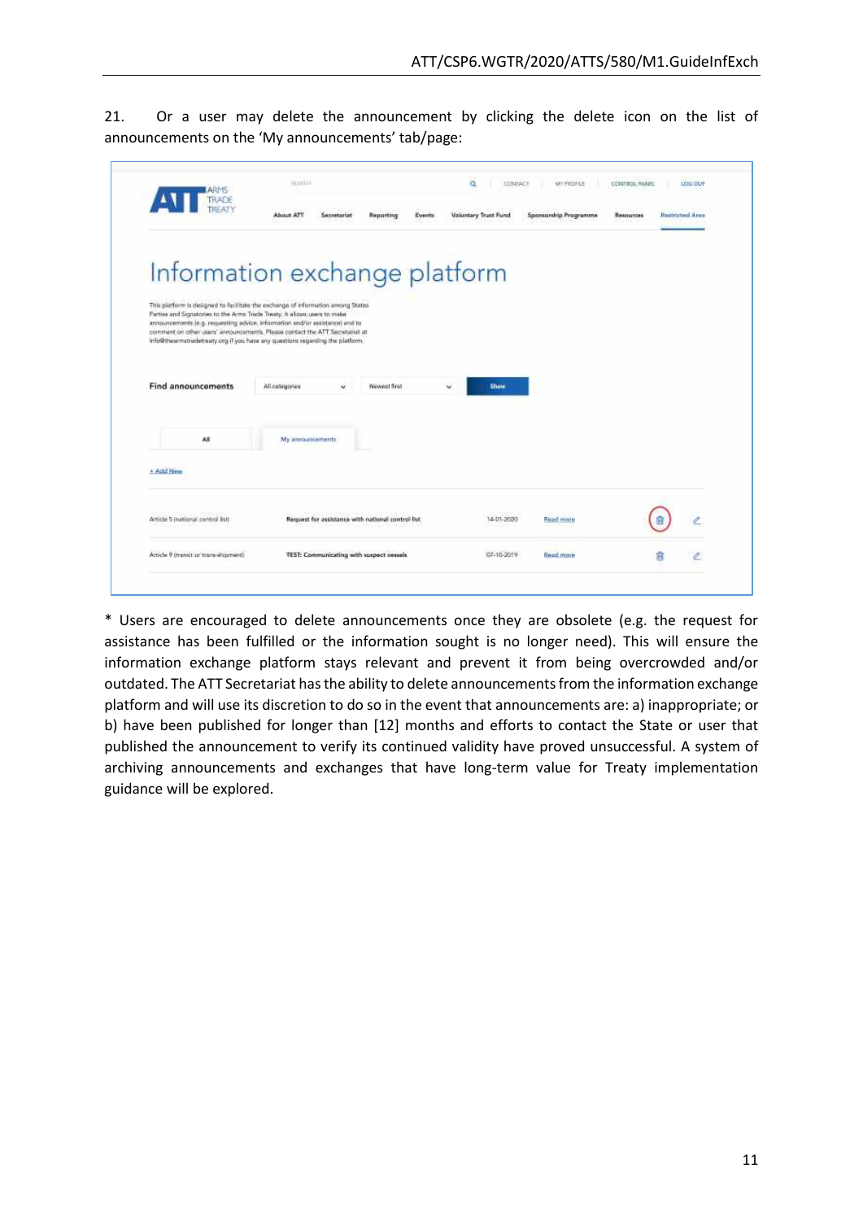21. Or a user may delete the announcement by clicking the delete icon on the list of announcements on the 'My announcements' tab/page:

\* Users are encouraged to delete announcements once they are obsolete (e.g. the request for assistance has been fulfilled or the information sought is no longer need). This will ensure the information exchange platform stays relevant and prevent it from being overcrowded and/or outdated. The ATT Secretariat has the ability to delete announcements from the information exchange platform and will use its discretion to do so in the event that announcements are: a) inappropriate; or b) have been published for longer than [12] months and efforts to contact the State or user that published the announcement to verify its continued validity have proved unsuccessful. A system of archiving announcements and exchanges that have long-term value for Treaty implementation guidance will be explored.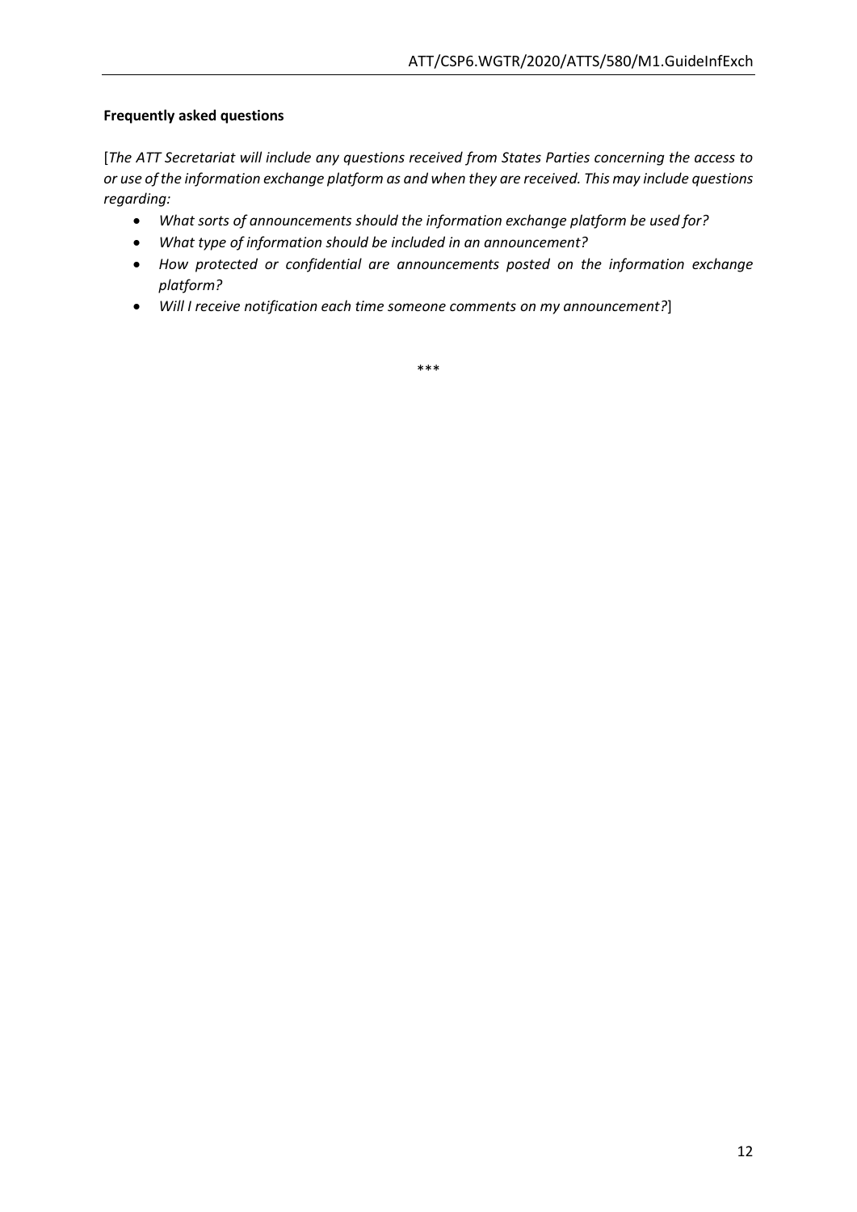**Frequently asked questions**

[*The ATT Secretariat will include any questions received from States Parties concerning the access to or use of the information exchange platform as and when they are received. This may include questions regarding:*

- *What sorts of announcements should the information exchange platform be used for?*
- *What type of information should be included in an announcement?*
- *How protected or confidential are announcements posted on the information exchange platform?*
- *Will I receive notification each time someone comments on my announcement?*]

\*\*\*